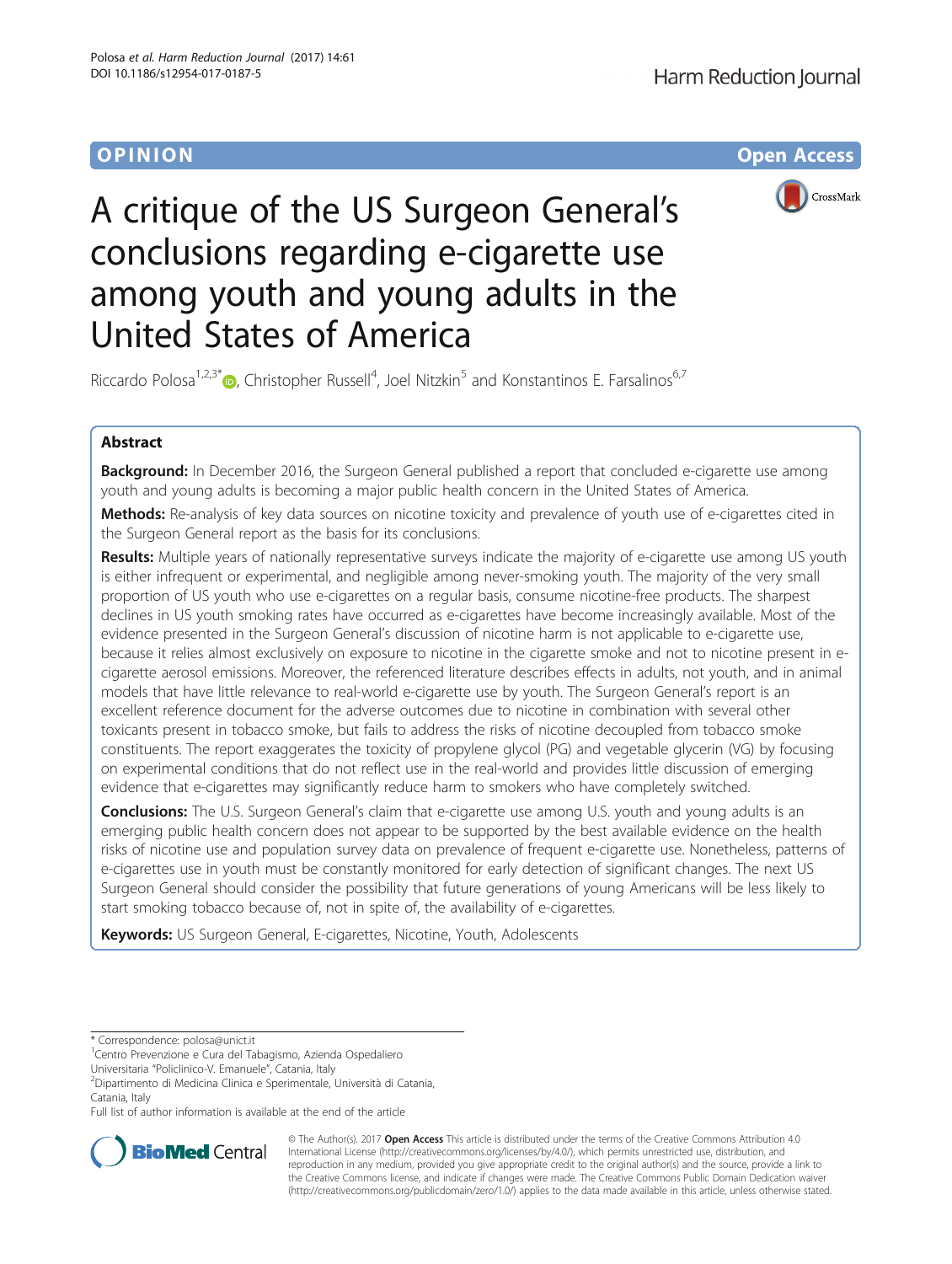OPINION

Open Access

# A critique of the US Surgeon General's conclusions regarding e-cigarette use among youth and young adults in the United States of America

Riccardo Polosa[1,2,3*], Christopher Russell[4], Joel Nitzkin[5] and Konstantinos E. Farsalinos[6,7]

## Abstract

**Background:** In December 2016, the Surgeon General published a report that concluded e-cigarette use among youth and young adults is becoming a major public health concern in the United States of America.

**Methods:** Re-analysis of key data sources on nicotine toxicity and prevalence of youth use of e-cigarettes cited in the Surgeon General report as the basis for its conclusions.

**Results:** Multiple years of nationally representative surveys indicate the majority of e-cigarette use among US youth is either infrequent or experimental, and negligible among never-smoking youth. The majority of the very small proportion of US youth who use e-cigarettes on a regular basis, consume nicotine-free products. The sharpest declines in US youth smoking rates have occurred as e-cigarettes have become increasingly available. Most of the evidence presented in the Surgeon General's discussion of nicotine harm is not applicable to e-cigarette use, because it relies almost exclusively on exposure to nicotine in the cigarette smoke and not to nicotine present in e-cigarette aerosol emissions. Moreover, the referenced literature describes effects in adults, not youth, and in animal models that have little relevance to real-world e-cigarette use by youth. The Surgeon General's report is an excellent reference document for the adverse outcomes due to nicotine in combination with several other toxicants present in tobacco smoke, but fails to address the risks of nicotine decoupled from tobacco smoke constituents. The report exaggerates the toxicity of propylene glycol (PG) and vegetable glycerin (VG) by focusing on experimental conditions that do not reflect use in the real-world and provides little discussion of emerging evidence that e-cigarettes may significantly reduce harm to smokers who have completely switched.

**Conclusions:** The U.S. Surgeon General's claim that e-cigarette use among U.S. youth and young adults is an emerging public health concern does not appear to be supported by the best available evidence on the health risks of nicotine use and population survey data on prevalence of frequent e-cigarette use. Nonetheless, patterns of e-cigarettes use in youth must be constantly monitored for early detection of significant changes. The next US Surgeon General should consider the possibility that future generations of young Americans will be less likely to start smoking tobacco because of, not in spite of, the availability of e-cigarettes.

**Keywords:** US Surgeon General, E-cigarettes, Nicotine, Youth, Adolescents

\* Correspondence: polosa@unict.it

[1]Centro Prevenzione e Cura del Tabagismo, Azienda Ospedaliero Universitaria "Policlinico-V. Emanuele", Catania, Italy

[2]Dipartimento di Medicina Clinica e Sperimentale, Università di Catania, Catania, Italy

Full list of author information is available at the end of the article

© The Author(s). 2017 **Open Access** This article is distributed under the terms of the Creative Commons Attribution 4.0 International License (http://creativecommons.org/licenses/by/4.0/), which permits unrestricted use, distribution, and reproduction in any medium, provided you give appropriate credit to the original author(s) and the source, provide a link to the Creative Commons license, and indicate if changes were made. The Creative Commons Public Domain Dedication waiver (http://creativecommons.org/publicdomain/zero/1.0/) applies to the data made available in this article, unless otherwise stated.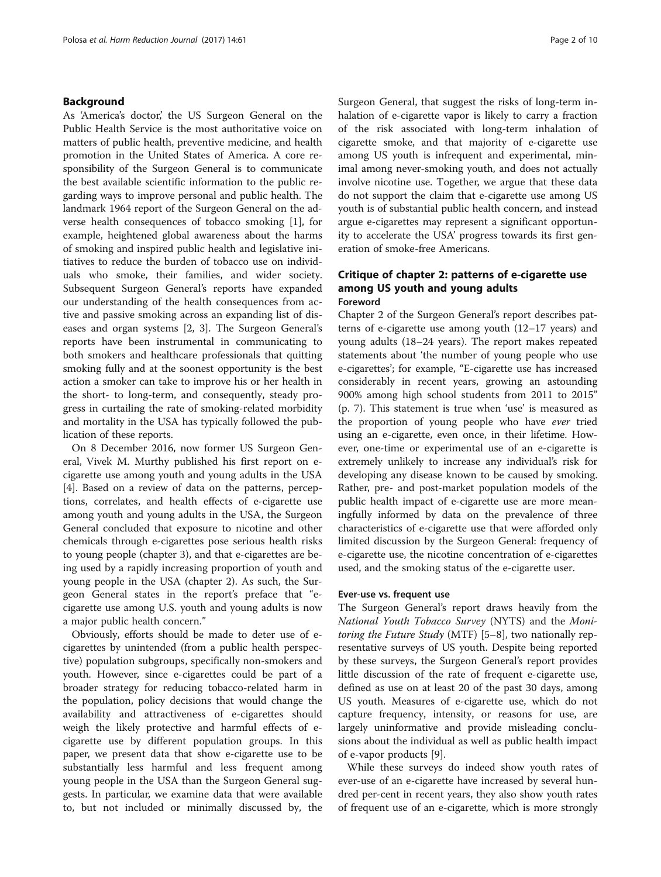## Background

As 'America's doctor,' the US Surgeon General on the Public Health Service is the most authoritative voice on matters of public health, preventive medicine, and health promotion in the United States of America. A core responsibility of the Surgeon General is to communicate the best available scientific information to the public regarding ways to improve personal and public health. The landmark 1964 report of the Surgeon General on the adverse health consequences of tobacco smoking [1], for example, heightened global awareness about the harms of smoking and inspired public health and legislative initiatives to reduce the burden of tobacco use on individuals who smoke, their families, and wider society. Subsequent Surgeon General's reports have expanded our understanding of the health consequences from active and passive smoking across an expanding list of diseases and organ systems [2, 3]. The Surgeon General's reports have been instrumental in communicating to both smokers and healthcare professionals that quitting smoking fully and at the soonest opportunity is the best action a smoker can take to improve his or her health in the short- to long-term, and consequently, steady progress in curtailing the rate of smoking-related morbidity and mortality in the USA has typically followed the publication of these reports.

On 8 December 2016, now former US Surgeon General, Vivek M. Murthy published his first report on e-cigarette use among youth and young adults in the USA [4]. Based on a review of data on the patterns, perceptions, correlates, and health effects of e-cigarette use among youth and young adults in the USA, the Surgeon General concluded that exposure to nicotine and other chemicals through e-cigarettes pose serious health risks to young people (chapter 3), and that e-cigarettes are being used by a rapidly increasing proportion of youth and young people in the USA (chapter 2). As such, the Surgeon General states in the report's preface that "e-cigarette use among U.S. youth and young adults is now a major public health concern."

Obviously, efforts should be made to deter use of e-cigarettes by unintended (from a public health perspective) population subgroups, specifically non-smokers and youth. However, since e-cigarettes could be part of a broader strategy for reducing tobacco-related harm in the population, policy decisions that would change the availability and attractiveness of e-cigarettes should weigh the likely protective and harmful effects of e-cigarette use by different population groups. In this paper, we present data that show e-cigarette use to be substantially less harmful and less frequent among young people in the USA than the Surgeon General suggests. In particular, we examine data that were available to, but not included or minimally discussed by, the Surgeon General, that suggest the risks of long-term inhalation of e-cigarette vapor is likely to carry a fraction of the risk associated with long-term inhalation of cigarette smoke, and that majority of e-cigarette use among US youth is infrequent and experimental, minimal among never-smoking youth, and does not actually involve nicotine use. Together, we argue that these data do not support the claim that e-cigarette use among US youth is of substantial public health concern, and instead argue e-cigarettes may represent a significant opportunity to accelerate the USA' progress towards its first generation of smoke-free Americans.

## Critique of chapter 2: patterns of e-cigarette use among US youth and young adults

### Foreword

Chapter 2 of the Surgeon General's report describes patterns of e-cigarette use among youth (12–17 years) and young adults (18–24 years). The report makes repeated statements about 'the number of young people who use e-cigarettes'; for example, "E-cigarette use has increased considerably in recent years, growing an astounding 900% among high school students from 2011 to 2015" (p. 7). This statement is true when 'use' is measured as the proportion of young people who have *ever* tried using an e-cigarette, even once, in their lifetime. However, one-time or experimental use of an e-cigarette is extremely unlikely to increase any individual's risk for developing any disease known to be caused by smoking. Rather, pre- and post-market population models of the public health impact of e-cigarette use are more meaningfully informed by data on the prevalence of three characteristics of e-cigarette use that were afforded only limited discussion by the Surgeon General: frequency of e-cigarette use, the nicotine concentration of e-cigarettes used, and the smoking status of the e-cigarette user.

### Ever-use vs. frequent use

The Surgeon General's report draws heavily from the *National Youth Tobacco Survey* (NYTS) and the *Monitoring the Future Study* (MTF) [5–8], two nationally representative surveys of US youth. Despite being reported by these surveys, the Surgeon General's report provides little discussion of the rate of frequent e-cigarette use, defined as use on at least 20 of the past 30 days, among US youth. Measures of e-cigarette use, which do not capture frequency, intensity, or reasons for use, are largely uninformative and provide misleading conclusions about the individual as well as public health impact of e-vapor products [9].

While these surveys do indeed show youth rates of ever-use of an e-cigarette have increased by several hundred per-cent in recent years, they also show youth rates of frequent use of an e-cigarette, which is more strongly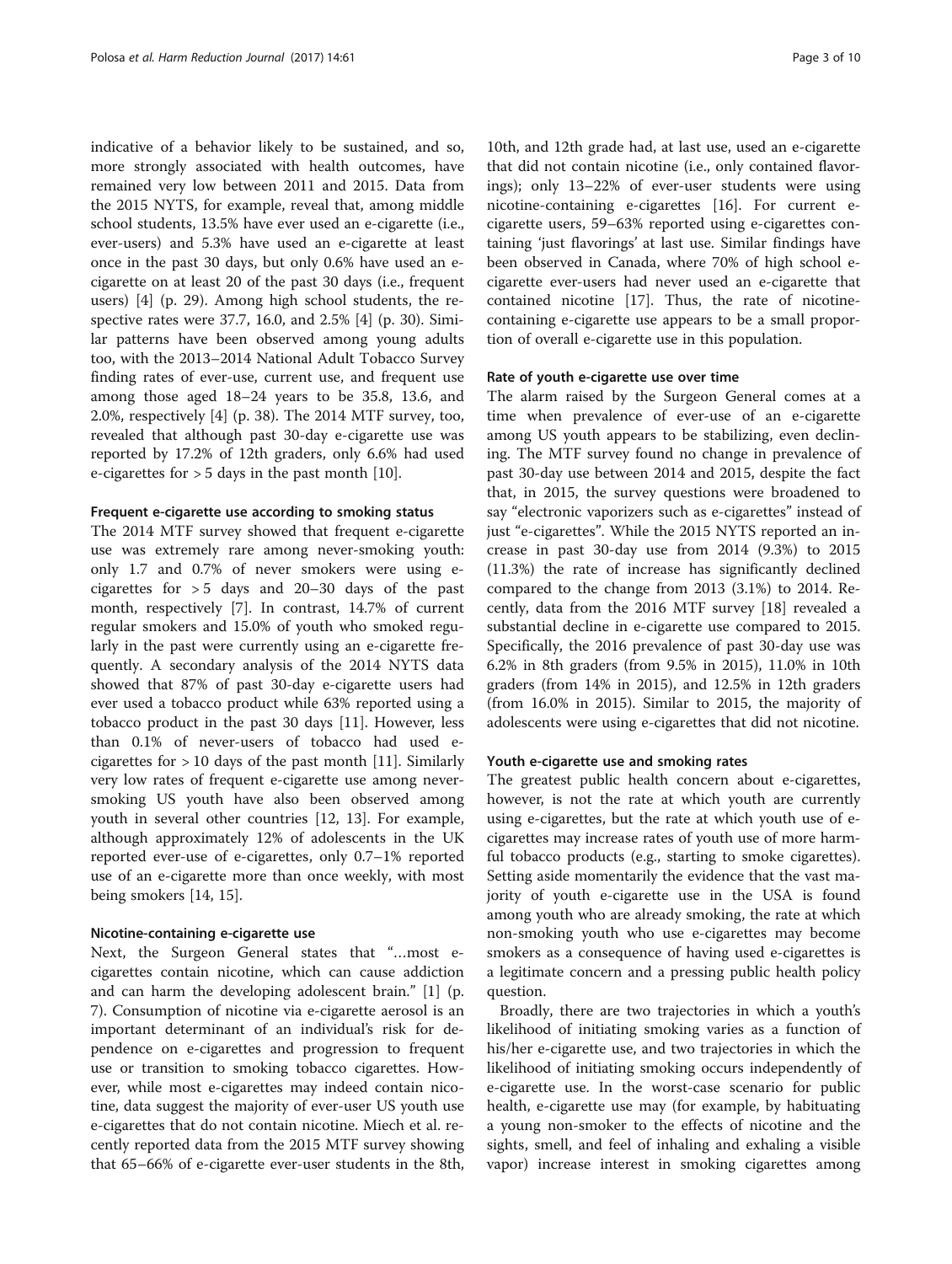indicative of a behavior likely to be sustained, and so, more strongly associated with health outcomes, have remained very low between 2011 and 2015. Data from the 2015 NYTS, for example, reveal that, among middle school students, 13.5% have ever used an e-cigarette (i.e., ever-users) and 5.3% have used an e-cigarette at least once in the past 30 days, but only 0.6% have used an e-cigarette on at least 20 of the past 30 days (i.e., frequent users) [4] (p. 29). Among high school students, the respective rates were 37.7, 16.0, and 2.5% [4] (p. 30). Similar patterns have been observed among young adults too, with the 2013–2014 National Adult Tobacco Survey finding rates of ever-use, current use, and frequent use among those aged 18–24 years to be 35.8, 13.6, and 2.0%, respectively [4] (p. 38). The 2014 MTF survey, too, revealed that although past 30-day e-cigarette use was reported by 17.2% of 12th graders, only 6.6% had used e-cigarettes for > 5 days in the past month [10].

#### Frequent e-cigarette use according to smoking status

The 2014 MTF survey showed that frequent e-cigarette use was extremely rare among never-smoking youth: only 1.7 and 0.7% of never smokers were using e-cigarettes for > 5 days and 20–30 days of the past month, respectively [7]. In contrast, 14.7% of current regular smokers and 15.0% of youth who smoked regularly in the past were currently using an e-cigarette frequently. A secondary analysis of the 2014 NYTS data showed that 87% of past 30-day e-cigarette users had ever used a tobacco product while 63% reported using a tobacco product in the past 30 days [11]. However, less than 0.1% of never-users of tobacco had used e-cigarettes for > 10 days of the past month [11]. Similarly very low rates of frequent e-cigarette use among never-smoking US youth have also been observed among youth in several other countries [12, 13]. For example, although approximately 12% of adolescents in the UK reported ever-use of e-cigarettes, only 0.7–1% reported use of an e-cigarette more than once weekly, with most being smokers [14, 15].

#### Nicotine-containing e-cigarette use

Next, the Surgeon General states that "…most e-cigarettes contain nicotine, which can cause addiction and can harm the developing adolescent brain." [1] (p. 7). Consumption of nicotine via e-cigarette aerosol is an important determinant of an individual's risk for dependence on e-cigarettes and progression to frequent use or transition to smoking tobacco cigarettes. However, while most e-cigarettes may indeed contain nicotine, data suggest the majority of ever-user US youth use e-cigarettes that do not contain nicotine. Miech et al. recently reported data from the 2015 MTF survey showing that 65–66% of e-cigarette ever-user students in the 8th, 10th, and 12th grade had, at last use, used an e-cigarette that did not contain nicotine (i.e., only contained flavorings); only 13–22% of ever-user students were using nicotine-containing e-cigarettes [16]. For current e-cigarette users, 59–63% reported using e-cigarettes containing 'just flavorings' at last use. Similar findings have been observed in Canada, where 70% of high school e-cigarette ever-users had never used an e-cigarette that contained nicotine [17]. Thus, the rate of nicotine-containing e-cigarette use appears to be a small proportion of overall e-cigarette use in this population.

#### Rate of youth e-cigarette use over time

The alarm raised by the Surgeon General comes at a time when prevalence of ever-use of an e-cigarette among US youth appears to be stabilizing, even declining. The MTF survey found no change in prevalence of past 30-day use between 2014 and 2015, despite the fact that, in 2015, the survey questions were broadened to say "electronic vaporizers such as e-cigarettes" instead of just "e-cigarettes". While the 2015 NYTS reported an increase in past 30-day use from 2014 (9.3%) to 2015 (11.3%) the rate of increase has significantly declined compared to the change from 2013 (3.1%) to 2014. Recently, data from the 2016 MTF survey [18] revealed a substantial decline in e-cigarette use compared to 2015. Specifically, the 2016 prevalence of past 30-day use was 6.2% in 8th graders (from 9.5% in 2015), 11.0% in 10th graders (from 14% in 2015), and 12.5% in 12th graders (from 16.0% in 2015). Similar to 2015, the majority of adolescents were using e-cigarettes that did not nicotine.

#### Youth e-cigarette use and smoking rates

The greatest public health concern about e-cigarettes, however, is not the rate at which youth are currently using e-cigarettes, but the rate at which youth use of e-cigarettes may increase rates of youth use of more harmful tobacco products (e.g., starting to smoke cigarettes). Setting aside momentarily the evidence that the vast majority of youth e-cigarette use in the USA is found among youth who are already smoking, the rate at which non-smoking youth who use e-cigarettes may become smokers as a consequence of having used e-cigarettes is a legitimate concern and a pressing public health policy question.

Broadly, there are two trajectories in which a youth's likelihood of initiating smoking varies as a function of his/her e-cigarette use, and two trajectories in which the likelihood of initiating smoking occurs independently of e-cigarette use. In the worst-case scenario for public health, e-cigarette use may (for example, by habituating a young non-smoker to the effects of nicotine and the sights, smell, and feel of inhaling and exhaling a visible vapor) increase interest in smoking cigarettes among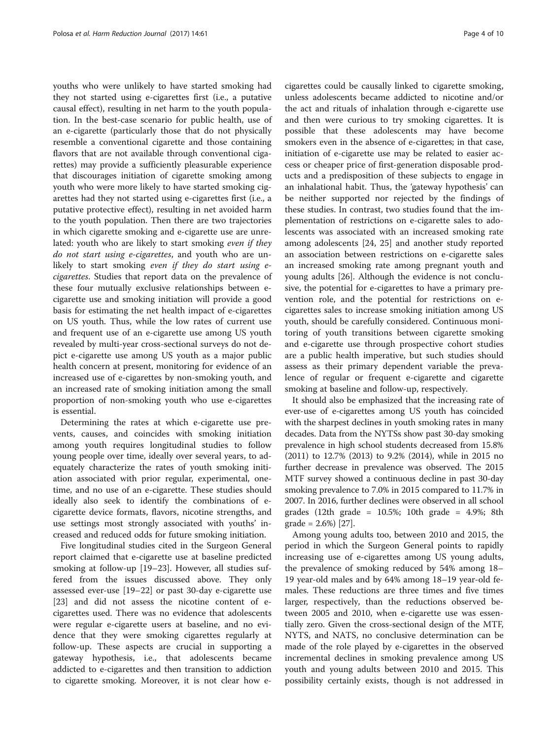youths who were unlikely to have started smoking had they not started using e-cigarettes first (i.e., a putative causal effect), resulting in net harm to the youth population. In the best-case scenario for public health, use of an e-cigarette (particularly those that do not physically resemble a conventional cigarette and those containing flavors that are not available through conventional cigarettes) may provide a sufficiently pleasurable experience that discourages initiation of cigarette smoking among youth who were more likely to have started smoking cigarettes had they not started using e-cigarettes first (i.e., a putative protective effect), resulting in net avoided harm to the youth population. Then there are two trajectories in which cigarette smoking and e-cigarette use are unrelated: youth who are likely to start smoking *even if they do not start using e-cigarettes*, and youth who are unlikely to start smoking *even if they do start using e-cigarettes*. Studies that report data on the prevalence of these four mutually exclusive relationships between e-cigarette use and smoking initiation will provide a good basis for estimating the net health impact of e-cigarettes on US youth. Thus, while the low rates of current use and frequent use of an e-cigarette use among US youth revealed by multi-year cross-sectional surveys do not depict e-cigarette use among US youth as a major public health concern at present, monitoring for evidence of an increased use of e-cigarettes by non-smoking youth, and an increased rate of smoking initiation among the small proportion of non-smoking youth who use e-cigarettes is essential.

Determining the rates at which e-cigarette use prevents, causes, and coincides with smoking initiation among youth requires longitudinal studies to follow young people over time, ideally over several years, to adequately characterize the rates of youth smoking initiation associated with prior regular, experimental, one-time, and no use of an e-cigarette. These studies should ideally also seek to identify the combinations of e-cigarette device formats, flavors, nicotine strengths, and use settings most strongly associated with youths' increased and reduced odds for future smoking initiation.

Five longitudinal studies cited in the Surgeon General report claimed that e-cigarette use at baseline predicted smoking at follow-up [19–23]. However, all studies suffered from the issues discussed above. They only assessed ever-use [19–22] or past 30-day e-cigarette use [23] and did not assess the nicotine content of e-cigarettes used. There was no evidence that adolescents were regular e-cigarette users at baseline, and no evidence that they were smoking cigarettes regularly at follow-up. These aspects are crucial in supporting a gateway hypothesis, i.e., that adolescents became addicted to e-cigarettes and then transition to addiction to cigarette smoking. Moreover, it is not clear how e-cigarettes could be causally linked to cigarette smoking, unless adolescents became addicted to nicotine and/or the act and rituals of inhalation through e-cigarette use and then were curious to try smoking cigarettes. It is possible that these adolescents may have become smokers even in the absence of e-cigarettes; in that case, initiation of e-cigarette use may be related to easier access or cheaper price of first-generation disposable products and a predisposition of these subjects to engage in an inhalational habit. Thus, the 'gateway hypothesis' can be neither supported nor rejected by the findings of these studies. In contrast, two studies found that the implementation of restrictions on e-cigarette sales to adolescents was associated with an increased smoking rate among adolescents [24, 25] and another study reported an association between restrictions on e-cigarette sales an increased smoking rate among pregnant youth and young adults [26]. Although the evidence is not conclusive, the potential for e-cigarettes to have a primary prevention role, and the potential for restrictions on e-cigarettes sales to increase smoking initiation among US youth, should be carefully considered. Continuous monitoring of youth transitions between cigarette smoking and e-cigarette use through prospective cohort studies are a public health imperative, but such studies should assess as their primary dependent variable the prevalence of regular or frequent e-cigarette and cigarette smoking at baseline and follow-up, respectively.

It should also be emphasized that the increasing rate of ever-use of e-cigarettes among US youth has coincided with the sharpest declines in youth smoking rates in many decades. Data from the NYTSs show past 30-day smoking prevalence in high school students decreased from 15.8% (2011) to 12.7% (2013) to 9.2% (2014), while in 2015 no further decrease in prevalence was observed. The 2015 MTF survey showed a continuous decline in past 30-day smoking prevalence to 7.0% in 2015 compared to 11.7% in 2007. In 2016, further declines were observed in all school grades (12th grade = 10.5%; 10th grade = 4.9%; 8th grade = 2.6%) [27].

Among young adults too, between 2010 and 2015, the period in which the Surgeon General points to rapidly increasing use of e-cigarettes among US young adults, the prevalence of smoking reduced by 54% among 18–19 year-old males and by 64% among 18–19 year-old females. These reductions are three times and five times larger, respectively, than the reductions observed between 2005 and 2010, when e-cigarette use was essentially zero. Given the cross-sectional design of the MTF, NYTS, and NATS, no conclusive determination can be made of the role played by e-cigarettes in the observed incremental declines in smoking prevalence among US youth and young adults between 2010 and 2015. This possibility certainly exists, though is not addressed in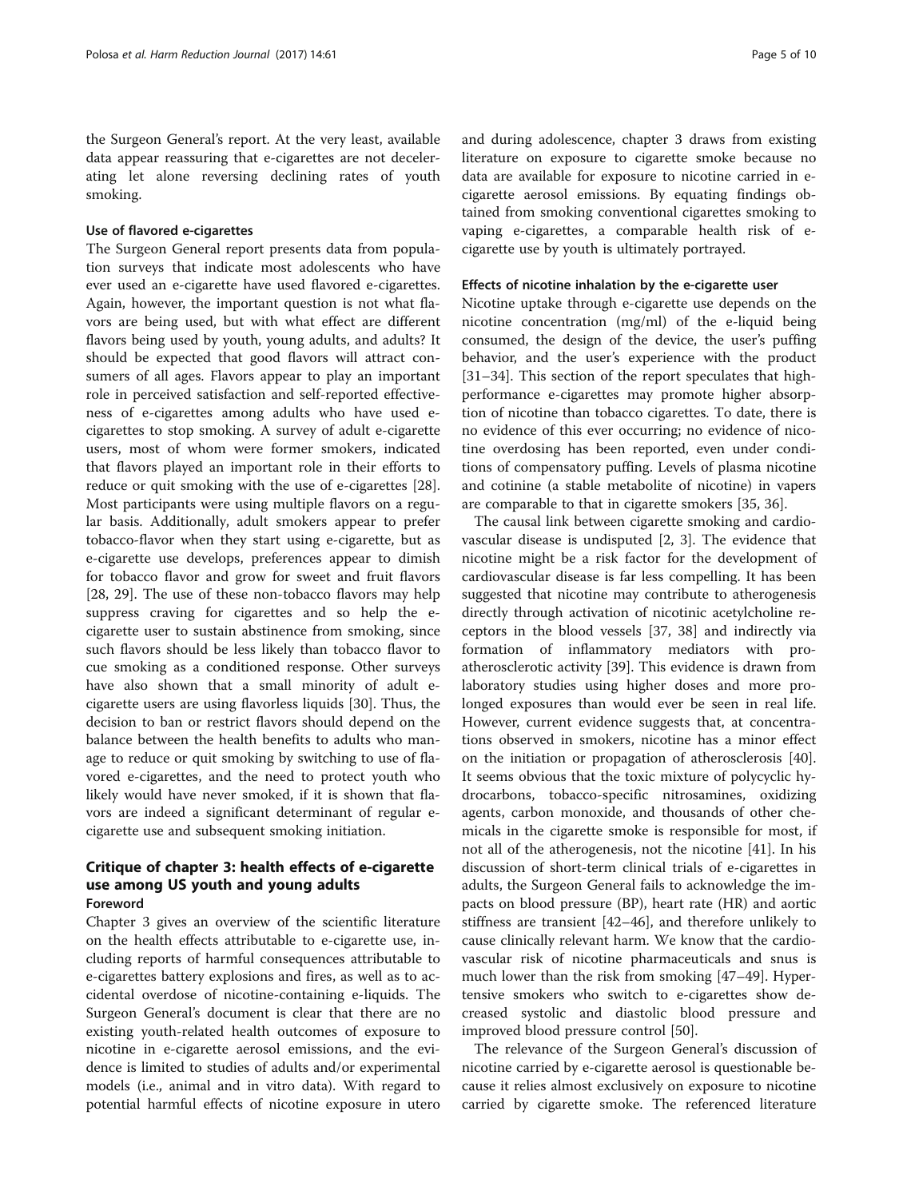the Surgeon General's report. At the very least, available data appear reassuring that e-cigarettes are not decelerating let alone reversing declining rates of youth smoking.

### Use of flavored e-cigarettes

The Surgeon General report presents data from population surveys that indicate most adolescents who have ever used an e-cigarette have used flavored e-cigarettes. Again, however, the important question is not what flavors are being used, but with what effect are different flavors being used by youth, young adults, and adults? It should be expected that good flavors will attract consumers of all ages. Flavors appear to play an important role in perceived satisfaction and self-reported effectiveness of e-cigarettes among adults who have used e-cigarettes to stop smoking. A survey of adult e-cigarette users, most of whom were former smokers, indicated that flavors played an important role in their efforts to reduce or quit smoking with the use of e-cigarettes [28]. Most participants were using multiple flavors on a regular basis. Additionally, adult smokers appear to prefer tobacco-flavor when they start using e-cigarette, but as e-cigarette use develops, preferences appear to dimish for tobacco flavor and grow for sweet and fruit flavors [28, 29]. The use of these non-tobacco flavors may help suppress craving for cigarettes and so help the e-cigarette user to sustain abstinence from smoking, since such flavors should be less likely than tobacco flavor to cue smoking as a conditioned response. Other surveys have also shown that a small minority of adult e-cigarette users are using flavorless liquids [30]. Thus, the decision to ban or restrict flavors should depend on the balance between the health benefits to adults who manage to reduce or quit smoking by switching to use of flavored e-cigarettes, and the need to protect youth who likely would have never smoked, if it is shown that flavors are indeed a significant determinant of regular e-cigarette use and subsequent smoking initiation.

## Critique of chapter 3: health effects of e-cigarette use among US youth and young adults

### Foreword

Chapter 3 gives an overview of the scientific literature on the health effects attributable to e-cigarette use, including reports of harmful consequences attributable to e-cigarettes battery explosions and fires, as well as to accidental overdose of nicotine-containing e-liquids. The Surgeon General's document is clear that there are no existing youth-related health outcomes of exposure to nicotine in e-cigarette aerosol emissions, and the evidence is limited to studies of adults and/or experimental models (i.e., animal and in vitro data). With regard to potential harmful effects of nicotine exposure in utero and during adolescence, chapter 3 draws from existing literature on exposure to cigarette smoke because no data are available for exposure to nicotine carried in e-cigarette aerosol emissions. By equating findings obtained from smoking conventional cigarettes smoking to vaping e-cigarettes, a comparable health risk of e-cigarette use by youth is ultimately portrayed.

### Effects of nicotine inhalation by the e-cigarette user

Nicotine uptake through e-cigarette use depends on the nicotine concentration (mg/ml) of the e-liquid being consumed, the design of the device, the user's puffing behavior, and the user's experience with the product [31–34]. This section of the report speculates that high-performance e-cigarettes may promote higher absorption of nicotine than tobacco cigarettes. To date, there is no evidence of this ever occurring; no evidence of nicotine overdosing has been reported, even under conditions of compensatory puffing. Levels of plasma nicotine and cotinine (a stable metabolite of nicotine) in vapers are comparable to that in cigarette smokers [35, 36].

The causal link between cigarette smoking and cardiovascular disease is undisputed [2, 3]. The evidence that nicotine might be a risk factor for the development of cardiovascular disease is far less compelling. It has been suggested that nicotine may contribute to atherogenesis directly through activation of nicotinic acetylcholine receptors in the blood vessels [37, 38] and indirectly via formation of inflammatory mediators with pro-atherosclerotic activity [39]. This evidence is drawn from laboratory studies using higher doses and more prolonged exposures than would ever be seen in real life. However, current evidence suggests that, at concentrations observed in smokers, nicotine has a minor effect on the initiation or propagation of atherosclerosis [40]. It seems obvious that the toxic mixture of polycyclic hydrocarbons, tobacco-specific nitrosamines, oxidizing agents, carbon monoxide, and thousands of other chemicals in the cigarette smoke is responsible for most, if not all of the atherogenesis, not the nicotine [41]. In his discussion of short-term clinical trials of e-cigarettes in adults, the Surgeon General fails to acknowledge the impacts on blood pressure (BP), heart rate (HR) and aortic stiffness are transient [42–46], and therefore unlikely to cause clinically relevant harm. We know that the cardiovascular risk of nicotine pharmaceuticals and snus is much lower than the risk from smoking [47–49]. Hypertensive smokers who switch to e-cigarettes show decreased systolic and diastolic blood pressure and improved blood pressure control [50].

The relevance of the Surgeon General's discussion of nicotine carried by e-cigarette aerosol is questionable because it relies almost exclusively on exposure to nicotine carried by cigarette smoke. The referenced literature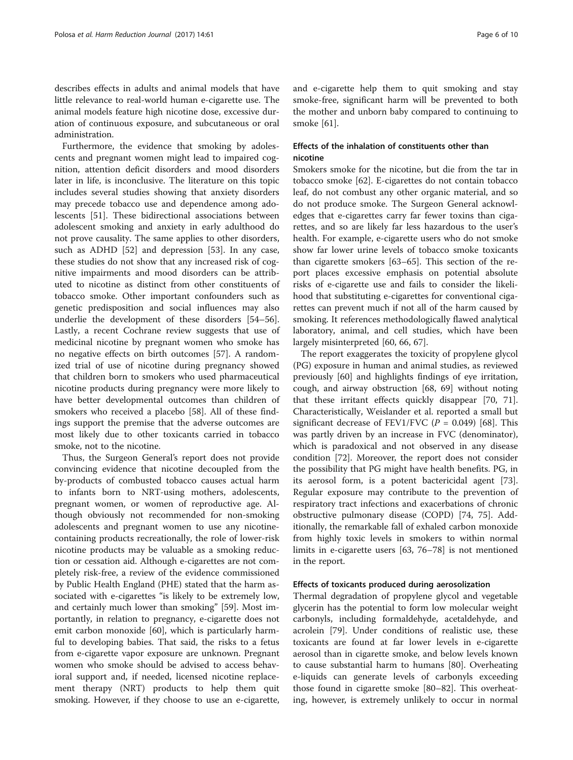describes effects in adults and animal models that have little relevance to real-world human e-cigarette use. The animal models feature high nicotine dose, excessive duration of continuous exposure, and subcutaneous or oral administration.

Furthermore, the evidence that smoking by adolescents and pregnant women might lead to impaired cognition, attention deficit disorders and mood disorders later in life, is inconclusive. The literature on this topic includes several studies showing that anxiety disorders may precede tobacco use and dependence among adolescents [51]. These bidirectional associations between adolescent smoking and anxiety in early adulthood do not prove causality. The same applies to other disorders, such as ADHD [52] and depression [53]. In any case, these studies do not show that any increased risk of cognitive impairments and mood disorders can be attributed to nicotine as distinct from other constituents of tobacco smoke. Other important confounders such as genetic predisposition and social influences may also underlie the development of these disorders [54–56]. Lastly, a recent Cochrane review suggests that use of medicinal nicotine by pregnant women who smoke has no negative effects on birth outcomes [57]. A randomized trial of use of nicotine during pregnancy showed that children born to smokers who used pharmaceutical nicotine products during pregnancy were more likely to have better developmental outcomes than children of smokers who received a placebo [58]. All of these findings support the premise that the adverse outcomes are most likely due to other toxicants carried in tobacco smoke, not to the nicotine.

Thus, the Surgeon General's report does not provide convincing evidence that nicotine decoupled from the by-products of combusted tobacco causes actual harm to infants born to NRT-using mothers, adolescents, pregnant women, or women of reproductive age. Although obviously not recommended for non-smoking adolescents and pregnant women to use any nicotine-containing products recreationally, the role of lower-risk nicotine products may be valuable as a smoking reduction or cessation aid. Although e-cigarettes are not completely risk-free, a review of the evidence commissioned by Public Health England (PHE) stated that the harm associated with e-cigarettes "is likely to be extremely low, and certainly much lower than smoking" [59]. Most importantly, in relation to pregnancy, e-cigarette does not emit carbon monoxide [60], which is particularly harmful to developing babies. That said, the risks to a fetus from e-cigarette vapor exposure are unknown. Pregnant women who smoke should be advised to access behavioral support and, if needed, licensed nicotine replacement therapy (NRT) products to help them quit smoking. However, if they choose to use an e-cigarette, and e-cigarette help them to quit smoking and stay smoke-free, significant harm will be prevented to both the mother and unborn baby compared to continuing to smoke [61].

### Effects of the inhalation of constituents other than nicotine

Smokers smoke for the nicotine, but die from the tar in tobacco smoke [62]. E-cigarettes do not contain tobacco leaf, do not combust any other organic material, and so do not produce smoke. The Surgeon General acknowledges that e-cigarettes carry far fewer toxins than cigarettes, and so are likely far less hazardous to the user's health. For example, e-cigarette users who do not smoke show far lower urine levels of tobacco smoke toxicants than cigarette smokers [63–65]. This section of the report places excessive emphasis on potential absolute risks of e-cigarette use and fails to consider the likelihood that substituting e-cigarettes for conventional cigarettes can prevent much if not all of the harm caused by smoking. It references methodologically flawed analytical laboratory, animal, and cell studies, which have been largely misinterpreted [60, 66, 67].

The report exaggerates the toxicity of propylene glycol (PG) exposure in human and animal studies, as reviewed previously [60] and highlights findings of eye irritation, cough, and airway obstruction [68, 69] without noting that these irritant effects quickly disappear [70, 71]. Characteristically, Weislander et al. reported a small but significant decrease of FEV1/FVC ($P = 0.049$) [68]. This was partly driven by an increase in FVC (denominator), which is paradoxical and not observed in any disease condition [72]. Moreover, the report does not consider the possibility that PG might have health benefits. PG, in its aerosol form, is a potent bactericidal agent [73]. Regular exposure may contribute to the prevention of respiratory tract infections and exacerbations of chronic obstructive pulmonary disease (COPD) [74, 75]. Additionally, the remarkable fall of exhaled carbon monoxide from highly toxic levels in smokers to within normal limits in e-cigarette users [63, 76–78] is not mentioned in the report.

### Effects of toxicants produced during aerosolization

Thermal degradation of propylene glycol and vegetable glycerin has the potential to form low molecular weight carbonyls, including formaldehyde, acetaldehyde, and acrolein [79]. Under conditions of realistic use, these toxicants are found at far lower levels in e-cigarette aerosol than in cigarette smoke, and below levels known to cause substantial harm to humans [80]. Overheating e-liquids can generate levels of carbonyls exceeding those found in cigarette smoke [80–82]. This overheating, however, is extremely unlikely to occur in normal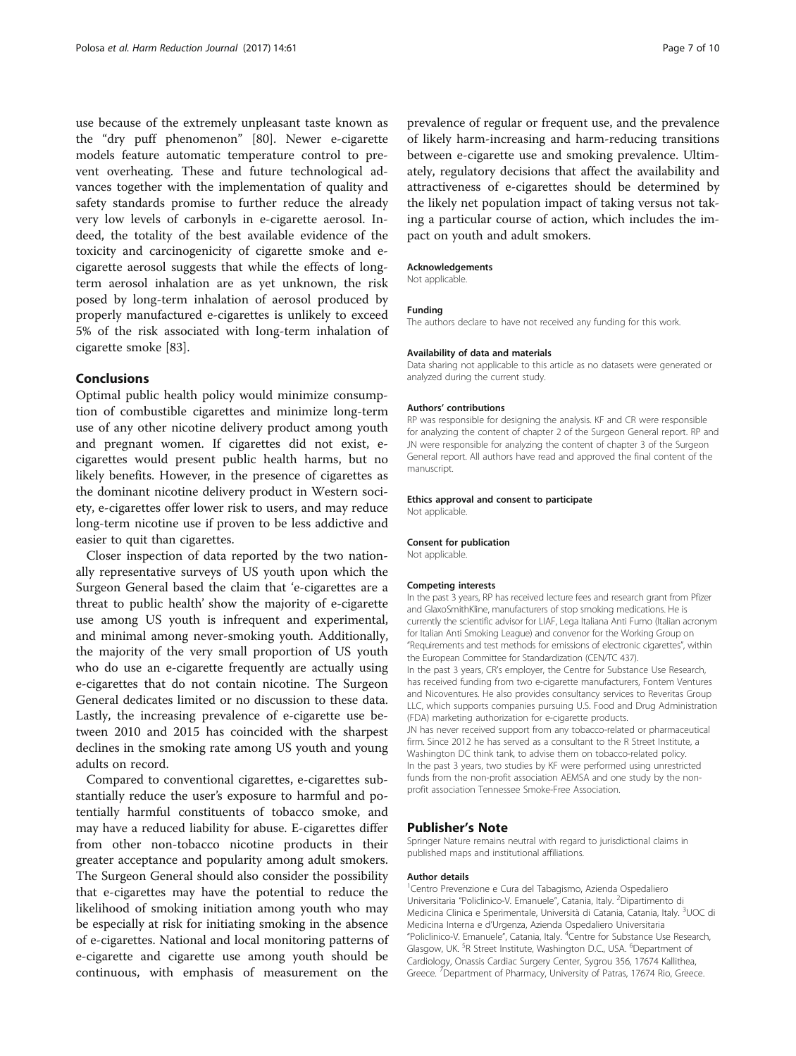use because of the extremely unpleasant taste known as the "dry puff phenomenon" [80]. Newer e-cigarette models feature automatic temperature control to prevent overheating. These and future technological advances together with the implementation of quality and safety standards promise to further reduce the already very low levels of carbonyls in e-cigarette aerosol. Indeed, the totality of the best available evidence of the toxicity and carcinogenicity of cigarette smoke and e-cigarette aerosol suggests that while the effects of long-term aerosol inhalation are as yet unknown, the risk posed by long-term inhalation of aerosol produced by properly manufactured e-cigarettes is unlikely to exceed 5% of the risk associated with long-term inhalation of cigarette smoke [83].

## Conclusions

Optimal public health policy would minimize consumption of combustible cigarettes and minimize long-term use of any other nicotine delivery product among youth and pregnant women. If cigarettes did not exist, e-cigarettes would present public health harms, but no likely benefits. However, in the presence of cigarettes as the dominant nicotine delivery product in Western society, e-cigarettes offer lower risk to users, and may reduce long-term nicotine use if proven to be less addictive and easier to quit than cigarettes.

Closer inspection of data reported by the two nationally representative surveys of US youth upon which the Surgeon General based the claim that 'e-cigarettes are a threat to public health' show the majority of e-cigarette use among US youth is infrequent and experimental, and minimal among never-smoking youth. Additionally, the majority of the very small proportion of US youth who do use an e-cigarette frequently are actually using e-cigarettes that do not contain nicotine. The Surgeon General dedicates limited or no discussion to these data. Lastly, the increasing prevalence of e-cigarette use between 2010 and 2015 has coincided with the sharpest declines in the smoking rate among US youth and young adults on record.

Compared to conventional cigarettes, e-cigarettes substantially reduce the user's exposure to harmful and potentially harmful constituents of tobacco smoke, and may have a reduced liability for abuse. E-cigarettes differ from other non-tobacco nicotine products in their greater acceptance and popularity among adult smokers. The Surgeon General should also consider the possibility that e-cigarettes may have the potential to reduce the likelihood of smoking initiation among youth who may be especially at risk for initiating smoking in the absence of e-cigarettes. National and local monitoring patterns of e-cigarette and cigarette use among youth should be continuous, with emphasis of measurement on the prevalence of regular or frequent use, and the prevalence of likely harm-increasing and harm-reducing transitions between e-cigarette use and smoking prevalence. Ultimately, regulatory decisions that affect the availability and attractiveness of e-cigarettes should be determined by the likely net population impact of taking versus not taking a particular course of action, which includes the impact on youth and adult smokers.

#### Acknowledgements

Not applicable.

#### Funding

The authors declare to have not received any funding for this work.

#### Availability of data and materials

Data sharing not applicable to this article as no datasets were generated or analyzed during the current study.

#### Authors' contributions

RP was responsible for designing the analysis. KF and CR were responsible for analyzing the content of chapter 2 of the Surgeon General report. RP and JN were responsible for analyzing the content of chapter 3 of the Surgeon General report. All authors have read and approved the final content of the manuscript.

#### Ethics approval and consent to participate

Not applicable.

#### Consent for publication

Not applicable.

#### Competing interests

In the past 3 years, RP has received lecture fees and research grant from Pfizer and GlaxoSmithKline, manufacturers of stop smoking medications. He is currently the scientific advisor for LIAF, Lega Italiana Anti Fumo (Italian acronym for Italian Anti Smoking League) and convenor for the Working Group on "Requirements and test methods for emissions of electronic cigarettes", within the European Committee for Standardization (CEN/TC 437).
In the past 3 years, CR's employer, the Centre for Substance Use Research, has received funding from two e-cigarette manufacturers, Fontem Ventures and Nicoventures. He also provides consultancy services to Reveritas Group LLC, which supports companies pursuing U.S. Food and Drug Administration (FDA) marketing authorization for e-cigarette products.
JN has never received support from any tobacco-related or pharmaceutical firm. Since 2012 he has served as a consultant to the R Street Institute, a Washington DC think tank, to advise them on tobacco-related policy.
In the past 3 years, two studies by KF were performed using unrestricted funds from the non-profit association AEMSA and one study by the non-profit association Tennessee Smoke-Free Association.

## Publisher's Note

Springer Nature remains neutral with regard to jurisdictional claims in published maps and institutional affiliations.

#### Author details

[1]Centro Prevenzione e Cura del Tabagismo, Azienda Ospedaliero Universitaria "Policlinico-V. Emanuele", Catania, Italy. [2]Dipartimento di Medicina Clinica e Sperimentale, Università di Catania, Catania, Italy. [3]UOC di Medicina Interna e d'Urgenza, Azienda Ospedaliero Universitaria "Policlinico-V. Emanuele", Catania, Italy. [4]Centre for Substance Use Research, Glasgow, UK. [5]R Street Institute, Washington D.C., USA. [6]Department of Cardiology, Onassis Cardiac Surgery Center, Sygrou 356, 17674 Kallithea, Greece. [7]Department of Pharmacy, University of Patras, 17674 Rio, Greece.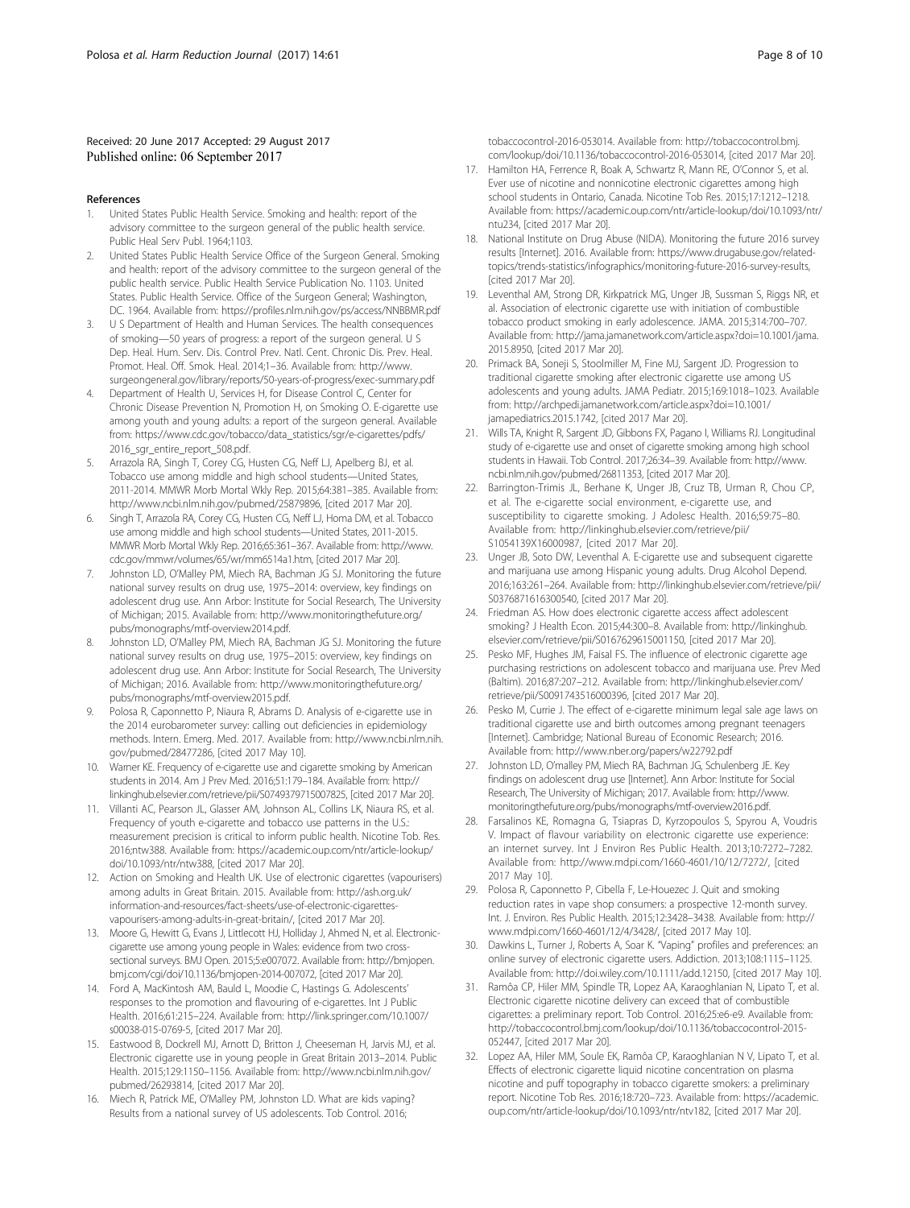Received: 20 June 2017 Accepted: 29 August 2017
Published online: 06 September 2017

## References

1. United States Public Health Service. Smoking and health: report of the advisory committee to the surgeon general of the public health service. Public Heal Serv Publ. 1964;1103.
2. United States Public Health Service Office of the Surgeon General. Smoking and health: report of the advisory committee to the surgeon general of the public health service. Public Health Service Publication No. 1103. United States. Public Health Service. Office of the Surgeon General; Washington, DC. 1964. Available from: https://profiles.nlm.nih.gov/ps/access/NNBBMR.pdf
3. U S Department of Health and Human Services. The health consequences of smoking—50 years of progress: a report of the surgeon general. U S Dep. Heal. Hum. Serv. Dis. Control Prev. Natl. Cent. Chronic Dis. Prev. Heal. Promot. Heal. Off. Smok. Heal. 2014;1–36. Available from: http://www.surgeongeneral.gov/library/reports/50-years-of-progress/exec-summary.pdf
4. Department of Health U, Services H, for Disease Control C, Center for Chronic Disease Prevention N, Promotion H, on Smoking O. E-cigarette use among youth and young adults: a report of the surgeon general. Available from: https://www.cdc.gov/tobacco/data_statistics/sgr/e-cigarettes/pdfs/2016_sgr_entire_report_508.pdf.
5. Arrazola RA, Singh T, Corey CG, Husten CG, Neff LJ, Apelberg BJ, et al. Tobacco use among middle and high school students—United States, 2011-2014. MMWR Morb Mortal Wkly Rep. 2015;64:381–385. Available from: http://www.ncbi.nlm.nih.gov/pubmed/25879896, [cited 2017 Mar 20].
6. Singh T, Arrazola RA, Corey CG, Husten CG, Neff LJ, Homa DM, et al. Tobacco use among middle and high school students—United States, 2011-2015. MMWR Morb Mortal Wkly Rep. 2016;65:361–367. Available from: http://www.cdc.gov/mmwr/volumes/65/wr/mm6514a1.htm, [cited 2017 Mar 20].
7. Johnston LD, O'Malley PM, Miech RA, Bachman JG SJ. Monitoring the future national survey results on drug use, 1975–2014: overview, key findings on adolescent drug use. Ann Arbor: Institute for Social Research, The University of Michigan; 2015. Available from: http://www.monitoringthefuture.org/pubs/monographs/mtf-overview2014.pdf.
8. Johnston LD, O'Malley PM, Miech RA, Bachman JG SJ. Monitoring the future national survey results on drug use, 1975–2015: overview, key findings on adolescent drug use. Ann Arbor: Institute for Social Research, The University of Michigan; 2016. Available from: http://www.monitoringthefuture.org/pubs/monographs/mtf-overview2015.pdf.
9. Polosa R, Caponnetto P, Niaura R, Abrams D. Analysis of e-cigarette use in the 2014 eurobarometer survey: calling out deficiencies in epidemiology methods. Intern. Emerg. Med. 2017. Available from: http://www.ncbi.nlm.nih.gov/pubmed/28477286, [cited 2017 May 10].
10. Warner KE. Frequency of e-cigarette use and cigarette smoking by American students in 2014. Am J Prev Med. 2016;51:179–184. Available from: http://linkinghub.elsevier.com/retrieve/pii/S0749379715007825, [cited 2017 Mar 20].
11. Villanti AC, Pearson JL, Glasser AM, Johnson AL, Collins LK, Niaura RS, et al. Frequency of youth e-cigarette and tobacco use patterns in the U.S.: measurement precision is critical to inform public health. Nicotine Tob. Res. 2016;ntw388. Available from: https://academic.oup.com/ntr/article-lookup/doi/10.1093/ntr/ntw388, [cited 2017 Mar 20].
12. Action on Smoking and Health UK. Use of electronic cigarettes (vapourisers) among adults in Great Britain. 2015. Available from: http://ash.org.uk/information-and-resources/fact-sheets/use-of-electronic-cigarettes-vapourisers-among-adults-in-great-britain/, [cited 2017 Mar 20].
13. Moore G, Hewitt G, Evans J, Littlecott HJ, Holliday J, Ahmed N, et al. Electronic-cigarette use among young people in Wales: evidence from two cross-sectional surveys. BMJ Open. 2015;5:e007072. Available from: http://bmjopen.bmj.com/cgi/doi/10.1136/bmjopen-2014-007072, [cited 2017 Mar 20].
14. Ford A, MacKintosh AM, Bauld L, Moodie C, Hastings G. Adolescents' responses to the promotion and flavouring of e-cigarettes. Int J Public Health. 2016;61:215–224. Available from: http://link.springer.com/10.1007/s00038-015-0769-5, [cited 2017 Mar 20].
15. Eastwood B, Dockrell MJ, Arnott D, Britton J, Cheeseman H, Jarvis MJ, et al. Electronic cigarette use in young people in Great Britain 2013–2014. Public Health. 2015;129:1150–1156. Available from: http://www.ncbi.nlm.nih.gov/pubmed/26293814, [cited 2017 Mar 20].
16. Miech R, Patrick ME, O'Malley PM, Johnston LD. What are kids vaping? Results from a national survey of US adolescents. Tob Control. 2016; tobaccocontrol-2016-053014. Available from: http://tobaccocontrol.bmj.com/lookup/doi/10.1136/tobaccocontrol-2016-053014, [cited 2017 Mar 20].
17. Hamilton HA, Ferrence R, Boak A, Schwartz R, Mann RE, O'Connor S, et al. Ever use of nicotine and nonnicotine electronic cigarettes among high school students in Ontario, Canada. Nicotine Tob Res. 2015;17:1212–1218. Available from: https://academic.oup.com/ntr/article-lookup/doi/10.1093/ntr/ntu234, [cited 2017 Mar 20].
18. National Institute on Drug Abuse (NIDA). Monitoring the future 2016 survey results [Internet]. 2016. Available from: https://www.drugabuse.gov/related-topics/trends-statistics/infographics/monitoring-future-2016-survey-results, [cited 2017 Mar 20].
19. Leventhal AM, Strong DR, Kirkpatrick MG, Unger JB, Sussman S, Riggs NR, et al. Association of electronic cigarette use with initiation of combustible tobacco product smoking in early adolescence. JAMA. 2015;314:700–707. Available from: http://jama.jamanetwork.com/article.aspx?doi=10.1001/jama.2015.8950, [cited 2017 Mar 20].
20. Primack BA, Soneji S, Stoolmiller M, Fine MJ, Sargent JD. Progression to traditional cigarette smoking after electronic cigarette use among US adolescents and young adults. JAMA Pediatr. 2015;169:1018–1023. Available from: http://archpedi.jamanetwork.com/article.aspx?doi=10.1001/jamapediatrics.2015.1742, [cited 2017 Mar 20].
21. Wills TA, Knight R, Sargent JD, Gibbons FX, Pagano I, Williams RJ. Longitudinal study of e-cigarette use and onset of cigarette smoking among high school students in Hawaii. Tob Control. 2017;26:34–39. Available from: http://www.ncbi.nlm.nih.gov/pubmed/26811353, [cited 2017 Mar 20].
22. Barrington-Trimis JL, Berhane K, Unger JB, Cruz TB, Urman R, Chou CP, et al. The e-cigarette social environment, e-cigarette use, and susceptibility to cigarette smoking. J Adolesc Health. 2016;59:75–80. Available from: http://linkinghub.elsevier.com/retrieve/pii/S1054139X16000987, [cited 2017 Mar 20].
23. Unger JB, Soto DW, Leventhal A. E-cigarette use and subsequent cigarette and marijuana use among Hispanic young adults. Drug Alcohol Depend. 2016;163:261–264. Available from: http://linkinghub.elsevier.com/retrieve/pii/S0376871616300540, [cited 2017 Mar 20].
24. Friedman AS. How does electronic cigarette access affect adolescent smoking? J Health Econ. 2015;44:300–8. Available from: http://linkinghub.elsevier.com/retrieve/pii/S0167629615001150, [cited 2017 Mar 20].
25. Pesko MF, Hughes JM, Faisal FS. The influence of electronic cigarette age purchasing restrictions on adolescent tobacco and marijuana use. Prev Med (Baltim). 2016;87:207–212. Available from: http://linkinghub.elsevier.com/retrieve/pii/S0091743516000396, [cited 2017 Mar 20].
26. Pesko M, Currie J. The effect of e-cigarette minimum legal sale age laws on traditional cigarette use and birth outcomes among pregnant teenagers [Internet]. Cambridge; National Bureau of Economic Research; 2016. Available from: http://www.nber.org/papers/w22792.pdf
27. Johnston LD, O'malley PM, Miech RA, Bachman JG, Schulenberg JE. Key findings on adolescent drug use [Internet]. Ann Arbor: Institute for Social Research, The University of Michigan; 2017. Available from: http://www.monitoringthefuture.org/pubs/monographs/mtf-overview2016.pdf.
28. Farsalinos KE, Romagna G, Tsiapras D, Kyrzopoulos S, Spyrou A, Voudris V. Impact of flavour variability on electronic cigarette use experience: an internet survey. Int J Environ Res Public Health. 2013;10:7272–7282. Available from: http://www.mdpi.com/1660-4601/10/12/7272/, [cited 2017 May 10].
29. Polosa R, Caponnetto P, Cibella F, Le-Houezec J. Quit and smoking reduction rates in vape shop consumers: a prospective 12-month survey. Int. J. Environ. Res Public Health. 2015;12:3428–3438. Available from: http://www.mdpi.com/1660-4601/12/4/3428/, [cited 2017 May 10].
30. Dawkins L, Turner J, Roberts A, Soar K. "Vaping" profiles and preferences: an online survey of electronic cigarette users. Addiction. 2013;108:1115–1125. Available from: http://doi.wiley.com/10.1111/add.12150, [cited 2017 May 10].
31. Ramôa CP, Hiler MM, Spindle TR, Lopez AA, Karaoghlanian N, Lipato T, et al. Electronic cigarette nicotine delivery can exceed that of combustible cigarettes: a preliminary report. Tob Control. 2016;25:e6-e9. Available from: http://tobaccocontrol.bmj.com/lookup/doi/10.1136/tobaccocontrol-2015-052447, [cited 2017 Mar 20].
32. Lopez AA, Hiler MM, Soule EK, Ramôa CP, Karaoghlanian N V, Lipato T, et al. Effects of electronic cigarette liquid nicotine concentration on plasma nicotine and puff topography in tobacco cigarette smokers: a preliminary report. Nicotine Tob Res. 2016;18:720–723. Available from: https://academic.oup.com/ntr/article-lookup/doi/10.1093/ntr/ntv182, [cited 2017 Mar 20].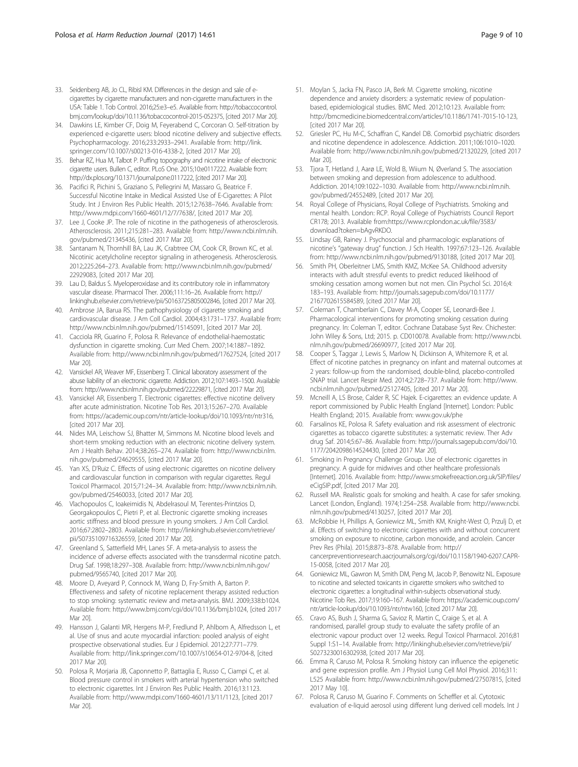33. Seidenberg AB, Jo CL, Ribisl KM. Differences in the design and sale of e-cigarettes by cigarette manufacturers and non-cigarette manufacturers in the USA: Table 1. Tob Control. 2016;25:e3–e5. Available from: http://tobaccocontrol.bmj.com/lookup/doi/10.1136/tobaccocontrol-2015-052375, [cited 2017 Mar 20].
34. Dawkins LE, Kimber CF, Doig M, Feyerabend C, Corcoran O. Self-titration by experienced e-cigarette users: blood nicotine delivery and subjective effects. Psychopharmacology. 2016;233:2933–2941. Available from: http://link.springer.com/10.1007/s00213-016-4338-2, [cited 2017 Mar 20].
35. Behar RZ, Hua M, Talbot P. Puffing topography and nicotine intake of electronic cigarette users. Bullen C, editor. PLoS One. 2015;10:e0117222. Available from: http://dx.plos.org/10.1371/journal.pone.0117222, [cited 2017 Mar 20].
36. Pacifici R, Pichini S, Graziano S, Pellegrini M, Massaro G, Beatrice F. Successful Nicotine Intake in Medical Assisted Use of E-Cigarettes: A Pilot Study. Int J Environ Res Public Health. 2015;12:7638–7646. Available from: http://www.mdpi.com/1660-4601/12/7/7638/, [cited 2017 Mar 20].
37. Lee J, Cooke JP. The role of nicotine in the pathogenesis of atherosclerosis. Atherosclerosis. 2011;215:281–283. Available from: http://www.ncbi.nlm.nih.gov/pubmed/21345436, [cited 2017 Mar 20].
38. Santanam N, Thornhill BA, Lau JK, Crabtree CM, Cook CR, Brown KC, et al. Nicotinic acetylcholine receptor signaling in atherogenesis. Atherosclerosis. 2012;225:264–273. Available from: http://www.ncbi.nlm.nih.gov/pubmed/22929083, [cited 2017 Mar 20].
39. Lau D, Baldus S. Myeloperoxidase and its contributory role in inflammatory vascular disease. Pharmacol Ther. 2006;111:16–26. Available from: http://linkinghub.elsevier.com/retrieve/pii/S0163725805002846, [cited 2017 Mar 20].
40. Ambrose JA, Barua RS. The pathophysiology of cigarette smoking and cardiovascular disease. J Am Coll Cardiol. 2004;43:1731–1737. Available from: http://www.ncbi.nlm.nih.gov/pubmed/15145091, [cited 2017 Mar 20].
41. Cacciola RR, Guarino F, Polosa R. Relevance of endothelial-haemostatic dysfunction in cigarette smoking. Curr Med Chem. 2007;14:1887–1892. Available from: http://www.ncbi.nlm.nih.gov/pubmed/17627524, [cited 2017 Mar 20].
42. Vansickel AR, Weaver MF, Eissenberg T. Clinical laboratory assessment of the abuse liability of an electronic cigarette. Addiction. 2012;107:1493–1500. Available from: http://www.ncbi.nlm.nih.gov/pubmed/22229871, [cited 2017 Mar 20].
43. Vansickel AR, Eissenberg T. Electronic cigarettes: effective nicotine delivery after acute administration. Nicotine Tob Res. 2013;15:267–270. Available from: https://academic.oup.com/ntr/article-lookup/doi/10.1093/ntr/ntr316, [cited 2017 Mar 20].
44. Nides MA, Leischow SJ, Bhatter M, Simmons M. Nicotine blood levels and short-term smoking reduction with an electronic nicotine delivery system. Am J Health Behav. 2014;38:265–274. Available from: http://www.ncbi.nlm.nih.gov/pubmed/24629555, [cited 2017 Mar 20].
45. Yan XS, D'Ruiz C. Effects of using electronic cigarettes on nicotine delivery and cardiovascular function in comparison with regular cigarettes. Regul Toxicol Pharmacol. 2015;71:24–34. Available from: http://www.ncbi.nlm.nih.gov/pubmed/25460033, [cited 2017 Mar 20].
46. Vlachopoulos C, Ioakeimidis N, Abdelrasoul M, Terentes-Printzios D, Georgakopoulos C, Pietri P, et al. Electronic cigarette smoking increases aortic stiffness and blood pressure in young smokers. J Am Coll Cardiol. 2016;67:2802–2803. Available from: http://linkinghub.elsevier.com/retrieve/pii/S0735109716326559, [cited 2017 Mar 20].
47. Greenland S, Satterfield MH, Lanes SF. A meta-analysis to assess the incidence of adverse effects associated with the transdermal nicotine patch. Drug Saf. 1998;18:297–308. Available from: http://www.ncbi.nlm.nih.gov/pubmed/9565740, [cited 2017 Mar 20].
48. Moore D, Aveyard P, Connock M, Wang D, Fry-Smith A, Barton P. Effectiveness and safety of nicotine replacement therapy assisted reduction to stop smoking: systematic review and meta-analysis. BMJ. 2009;338:b1024. Available from: http://www.bmj.com/cgi/doi/10.1136/bmj.b1024, [cited 2017 Mar 20].
49. Hansson J, Galanti MR, Hergens M-P, Fredlund P, Ahlbom A, Alfredsson L, et al. Use of snus and acute myocardial infarction: pooled analysis of eight prospective observational studies. Eur J Epidemiol. 2012;27:771–779. Available from: http://link.springer.com/10.1007/s10654-012-9704-8, [cited 2017 Mar 20].
50. Polosa R, Morjaria JB, Caponnetto P, Battaglia E, Russo C, Ciampi C, et al. Blood pressure control in smokers with arterial hypertension who switched to electronic cigarettes. Int J Environ Res Public Health. 2016;13:1123. Available from: http://www.mdpi.com/1660-4601/13/11/1123, [cited 2017 Mar 20].
51. Moylan S, Jacka FN, Pasco JA, Berk M. Cigarette smoking, nicotine dependence and anxiety disorders: a systematic review of population-based, epidemiological studies. BMC Med. 2012;10:123. Available from: http://bmcmedicine.biomedcentral.com/articles/10.1186/1741-7015-10-123, [cited 2017 Mar 20].
52. Griesler PC, Hu M-C, Schaffran C, Kandel DB. Comorbid psychiatric disorders and nicotine dependence in adolescence. Addiction. 2011;106:1010–1020. Available from: http://www.ncbi.nlm.nih.gov/pubmed/21320229, [cited 2017 Mar 20].
53. Tjora T, Hetland J, Aarø LE, Wold B, Wiium N, Øverland S. The association between smoking and depression from adolescence to adulthood. Addiction. 2014;109:1022–1030. Available from: http://www.ncbi.nlm.nih.gov/pubmed/24552489, [cited 2017 Mar 20].
54. Royal College of Physicians, Royal College of Psychiatrists. Smoking and mental health. London: RCP. Royal College of Psychiatrists Council Report CR178; 2013. Available from:https://www.rcplondon.ac.uk/file/3583/download?token=bAgvRKDO.
55. Lindsay GB, Rainey J. Psychosocial and pharmacologic explanations of nicotine's "gateway drug" function. J Sch Health. 1997;67:123–126. Available from: http://www.ncbi.nlm.nih.gov/pubmed/9130188, [cited 2017 Mar 20].
56. Smith PH, Oberleitner LMS, Smith KMZ, McKee SA. Childhood adversity interacts with adult stressful events to predict reduced likelihood of smoking cessation among women but not men. Clin Psychol Sci. 2016;4:183–193. Available from: http://journals.sagepub.com/doi/10.1177/2167702615584589, [cited 2017 Mar 20].
57. Coleman T, Chamberlain C, Davey M-A, Cooper SE, Leonardi-Bee J. Pharmacological interventions for promoting smoking cessation during pregnancy. In: Coleman T, editor. Cochrane Database Syst Rev. Chichester: John Wiley & Sons, Ltd; 2015. p. CD010078. Available from: http://www.ncbi.nlm.nih.gov/pubmed/26690977, [cited 2017 Mar 20].
58. Cooper S, Taggar J, Lewis S, Marlow N, Dickinson A, Whitemore R, et al. Effect of nicotine patches in pregnancy on infant and maternal outcomes at 2 years: follow-up from the randomised, double-blind, placebo-controlled SNAP trial. Lancet Respir Med. 2014;2:728–737. Available from: http://www.ncbi.nlm.nih.gov/pubmed/25127405, [cited 2017 Mar 20].
59. Mcneill A, LS Brose, Calder R, SC Hajek. E-cigarettes: an evidence update. A report commissioned by Public Health England [Internet]. London: Public Health England; 2015. Available from: www.gov.uk/phe
60. Farsalinos KE, Polosa R. Safety evaluation and risk assessment of electronic cigarettes as tobacco cigarette substitutes: a systematic review. Ther Adv drug Saf. 2014;5:67–86. Available from: http://journals.sagepub.com/doi/10.1177/2042098614524430, [cited 2017 Mar 20].
61. Smoking in Pregnancy Challenge Group. Use of electronic cigarettes in pregnancy. A guide for midwives and other healthcare professionals [Internet]. 2016. Available from: http://www.smokefreeaction.org.uk/SIP/files/eCigSIP.pdf, [cited 2017 Mar 20].
62. Russell MA. Realistic goals for smoking and health. A case for safer smoking. Lancet (London, England). 1974;1:254–258. Available from: http://www.ncbi.nlm.nih.gov/pubmed/4130257, [cited 2017 Mar 20].
63. McRobbie H, Phillips A, Goniewicz ML, Smith KM, Knight-West O, Przulj D, et al. Effects of switching to electronic cigarettes with and without concurrent smoking on exposure to nicotine, carbon monoxide, and acrolein. Cancer Prev Res (Phila). 2015;8:873–878. Available from: http://cancerpreventionresearch.aacrjournals.org/cgi/doi/10.1158/1940-6207.CAPR-15-0058, [cited 2017 Mar 20].
64. Goniewicz ML, Gawron M, Smith DM, Peng M, Jacob P, Benowitz NL. Exposure to nicotine and selected toxicants in cigarette smokers who switched to electronic cigarettes: a longitudinal within-subjects observational study. Nicotine Tob Res. 2017;19:160–167. Available from: https://academic.oup.com/ntr/article-lookup/doi/10.1093/ntr/ntw160, [cited 2017 Mar 20].
65. Cravo AS, Bush J, Sharma G, Savioz R, Martin C, Craige S, et al. A randomised, parallel group study to evaluate the safety profile of an electronic vapour product over 12 weeks. Regul Toxicol Pharmacol. 2016;81 Suppl 1:S1–14. Available from: http://linkinghub.elsevier.com/retrieve/pii/S0273230016302938, [cited 2017 Mar 20].
66. Emma R, Caruso M, Polosa R. Smoking history can influence the epigenetic and gene expression profile. Am J Physiol Lung Cell Mol Physiol. 2016;311: L525 Available from: http://www.ncbi.nlm.nih.gov/pubmed/27507815, [cited 2017 May 10].
67. Polosa R, Caruso M, Guarino F. Comments on Scheffler et al. Cytotoxic evaluation of e-liquid aerosol using different lung derived cell models. Int J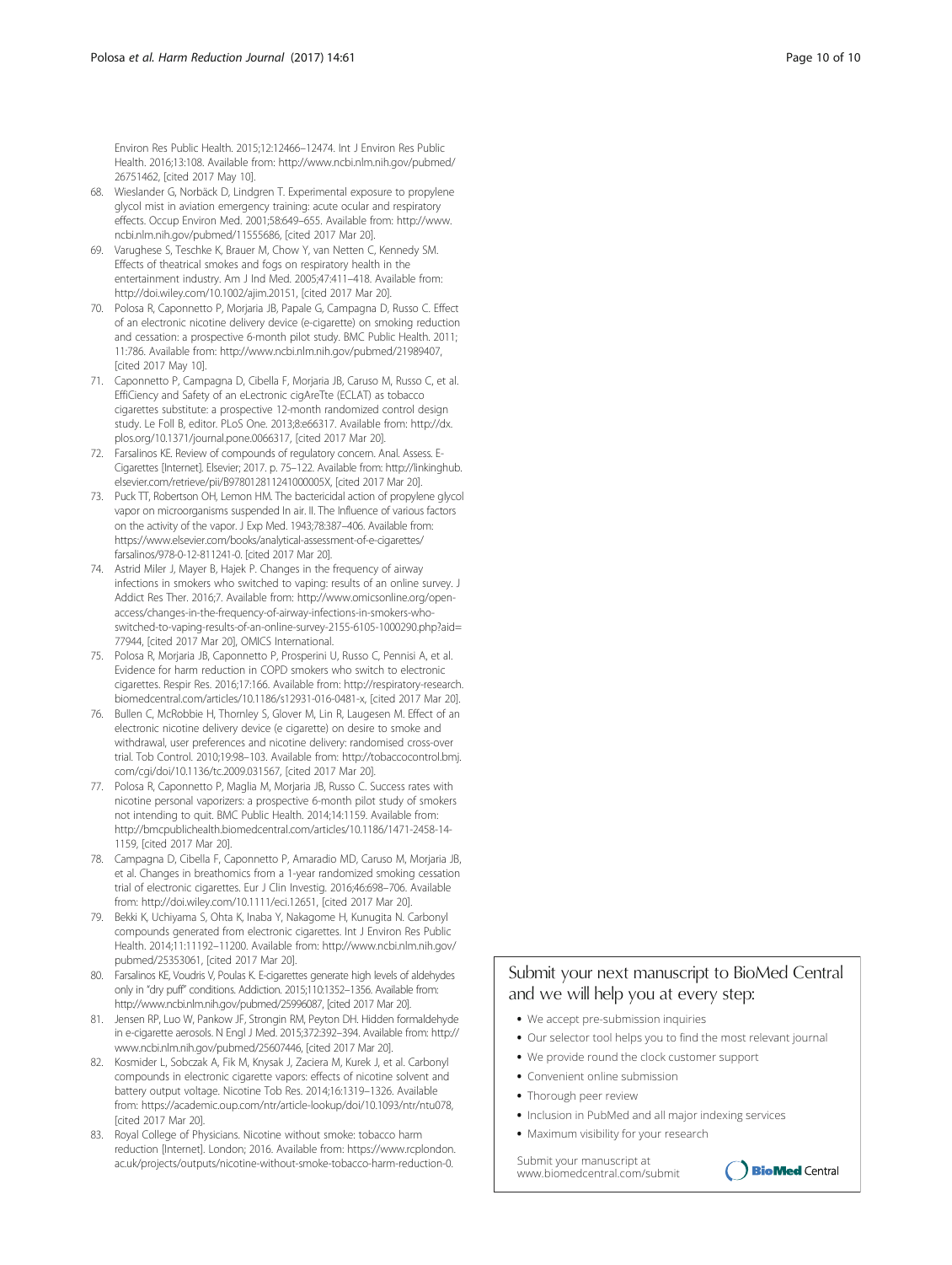Environ Res Public Health. 2015;12:12466–12474. Int J Environ Res Public Health. 2016;13:108. Available from: http://www.ncbi.nlm.nih.gov/pubmed/26751462, [cited 2017 May 10].

68. Wieslander G, Norbäck D, Lindgren T. Experimental exposure to propylene glycol mist in aviation emergency training: acute ocular and respiratory effects. Occup Environ Med. 2001;58:649–655. Available from: http://www.ncbi.nlm.nih.gov/pubmed/11555686, [cited 2017 Mar 20].
69. Varughese S, Teschke K, Brauer M, Chow Y, van Netten C, Kennedy SM. Effects of theatrical smokes and fogs on respiratory health in the entertainment industry. Am J Ind Med. 2005;47:411–418. Available from: http://doi.wiley.com/10.1002/ajim.20151, [cited 2017 Mar 20].
70. Polosa R, Caponnetto P, Morjaria JB, Papale G, Campagna D, Russo C. Effect of an electronic nicotine delivery device (e-cigarette) on smoking reduction and cessation: a prospective 6-month pilot study. BMC Public Health. 2011; 11:786. Available from: http://www.ncbi.nlm.nih.gov/pubmed/21989407, [cited 2017 May 10].
71. Caponnetto P, Campagna D, Cibella F, Morjaria JB, Caruso M, Russo C, et al. EffiCiency and Safety of an eLectronic cigAreTte (ECLAT) as tobacco cigarettes substitute: a prospective 12-month randomized control design study. Le Foll B, editor. PLoS One. 2013;8:e66317. Available from: http://dx.plos.org/10.1371/journal.pone.0066317, [cited 2017 Mar 20].
72. Farsalinos KE. Review of compounds of regulatory concern. Anal. Assess. E-Cigarettes [Internet]. Elsevier; 2017. p. 75–122. Available from: http://linkinghub.elsevier.com/retrieve/pii/B978012811241000005X, [cited 2017 Mar 20].
73. Puck TT, Robertson OH, Lemon HM. The bactericidal action of propylene glycol vapor on microorganisms suspended In air. II. The Influence of various factors on the activity of the vapor. J Exp Med. 1943;78:387–406. Available from: https://www.elsevier.com/books/analytical-assessment-of-e-cigarettes/farsalinos/978-0-12-811241-0. [cited 2017 Mar 20].
74. Astrid Miler J, Mayer B, Hajek P. Changes in the frequency of airway infections in smokers who switched to vaping: results of an online survey. J Addict Res Ther. 2016;7. Available from: http://www.omicsonline.org/open-access/changes-in-the-frequency-of-airway-infections-in-smokers-who-switched-to-vaping-results-of-an-online-survey-2155-6105-1000290.php?aid=77944, [cited 2017 Mar 20], OMICS International.
75. Polosa R, Morjaria JB, Caponnetto P, Prosperini U, Russo C, Pennisi A, et al. Evidence for harm reduction in COPD smokers who switch to electronic cigarettes. Respir Res. 2016;17:166. Available from: http://respiratory-research.biomedcentral.com/articles/10.1186/s12931-016-0481-x, [cited 2017 Mar 20].
76. Bullen C, McRobbie H, Thornley S, Glover M, Lin R, Laugesen M. Effect of an electronic nicotine delivery device (e cigarette) on desire to smoke and withdrawal, user preferences and nicotine delivery: randomised cross-over trial. Tob Control. 2010;19:98–103. Available from: http://tobaccocontrol.bmj.com/cgi/doi/10.1136/tc.2009.031567, [cited 2017 Mar 20].
77. Polosa R, Caponnetto P, Maglia M, Morjaria JB, Russo C. Success rates with nicotine personal vaporizers: a prospective 6-month pilot study of smokers not intending to quit. BMC Public Health. 2014;14:1159. Available from: http://bmcpublichealth.biomedcentral.com/articles/10.1186/1471-2458-14-1159, [cited 2017 Mar 20].
78. Campagna D, Cibella F, Caponnetto P, Amaradio MD, Caruso M, Morjaria JB, et al. Changes in breathomics from a 1-year randomized smoking cessation trial of electronic cigarettes. Eur J Clin Investig. 2016;46:698–706. Available from: http://doi.wiley.com/10.1111/eci.12651, [cited 2017 Mar 20].
79. Bekki K, Uchiyama S, Ohta K, Inaba Y, Nakagome H, Kunugita N. Carbonyl compounds generated from electronic cigarettes. Int J Environ Res Public Health. 2014;11:11192–11200. Available from: http://www.ncbi.nlm.nih.gov/pubmed/25353061, [cited 2017 Mar 20].
80. Farsalinos KE, Voudris V, Poulas K. E-cigarettes generate high levels of aldehydes only in "dry puff" conditions. Addiction. 2015;110:1352–1356. Available from: http://www.ncbi.nlm.nih.gov/pubmed/25996087, [cited 2017 Mar 20].
81. Jensen RP, Luo W, Pankow JF, Strongin RM, Peyton DH. Hidden formaldehyde in e-cigarette aerosols. N Engl J Med. 2015;372:392–394. Available from: http://www.ncbi.nlm.nih.gov/pubmed/25607446, [cited 2017 Mar 20].
82. Kosmider L, Sobczak A, Fik M, Knysak J, Zaciera M, Kurek J, et al. Carbonyl compounds in electronic cigarette vapors: effects of nicotine solvent and battery output voltage. Nicotine Tob Res. 2014;16:1319–1326. Available from: https://academic.oup.com/ntr/article-lookup/doi/10.1093/ntr/ntu078, [cited 2017 Mar 20].
83. Royal College of Physicians. Nicotine without smoke: tobacco harm reduction [Internet]. London; 2016. Available from: https://www.rcplondon.ac.uk/projects/outputs/nicotine-without-smoke-tobacco-harm-reduction-0.

Submit your next manuscript to BioMed Central and we will help you at every step:

- We accept pre-submission inquiries
- Our selector tool helps you to find the most relevant journal
- We provide round the clock customer support
- Convenient online submission
- Thorough peer review
- Inclusion in PubMed and all major indexing services
- Maximum visibility for your research

Submit your manuscript at www.biomedcentral.com/submit

BioMed Central